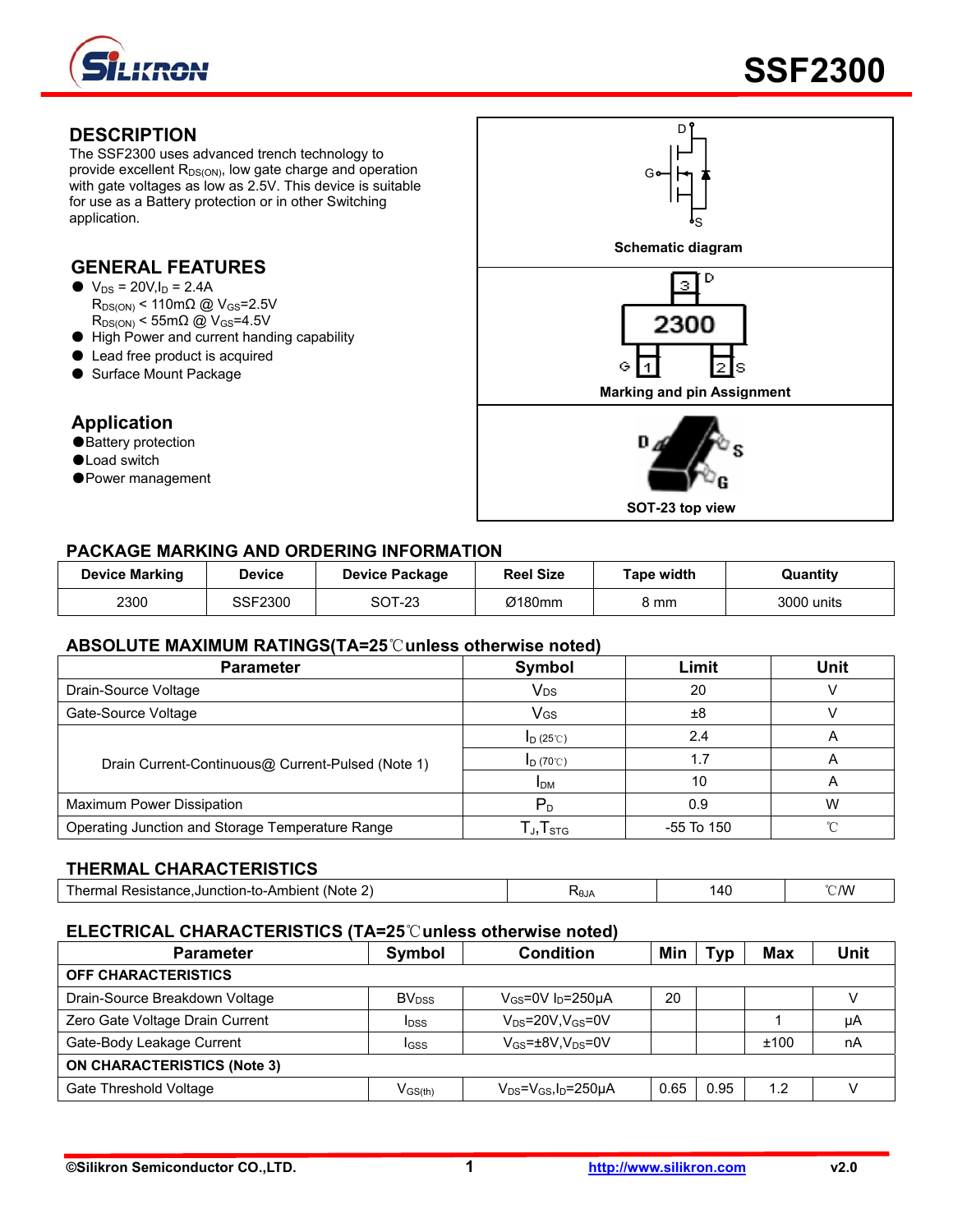# SSF2300

## DESCRIPTION

The SSF2300 uses advanced trench technology to provide excellent $R_{DS(ON)}$, low gate charge and operation with gate voltages as low as 2.5V. This device is suitable for use as a Battery protection or in other Switching application.

## GENERAL FEATURES

- $V_{DS}$ = 20V, $I_D$ = 2.4A
  $R_{DS(ON)}$ < 110mΩ @ $V_{GS}$=2.5V
  $R_{DS(ON)}$ < 55mΩ @ $V_{GS}$=4.5V
- High Power and current handing capability
- Lead free product is acquired
- Surface Mount Package

## Application

- Battery protection
- Load switch
- Power management

Schematic diagram

Marking and pin Assignment

SOT-23 top view

## PACKAGE MARKING AND ORDERING INFORMATION

| Device Marking | Device | Device Package | Reel Size | Tape width | Quantity |
|---|---|---|---|---|---|
| 2300 | SSF2300 | SOT-23 | Ø180mm | 8 mm | 3000 units |

## ABSOLUTE MAXIMUM RATINGS(TA=25℃unless otherwise noted)

| Parameter | Symbol | Limit | Unit |
|---|---|---|---|
| Drain-Source Voltage | $V_{DS}$ | 20 | V |
| Gate-Source Voltage | $V_{GS}$ | ±8 | V |
| Drain Current-Continuous@ Current-Pulsed (Note 1) | $I_{D\ (25℃)}$ | 2.4 | A |
| | $I_{D\ (70℃)}$ | 1.7 | A |
| | $I_{DM}$ | 10 | A |
| Maximum Power Dissipation | $P_D$ | 0.9 | W |
| Operating Junction and Storage Temperature Range | $T_J$,$T_{STG}$ | -55 To 150 | ℃ |

## THERMAL CHARACTERISTICS

| Parameter | Symbol | Limit | Unit |
|---|---|---|---|
| Thermal Resistance,Junction-to-Ambient (Note 2) | $R_{\theta JA}$ | 140 | ℃/W |

## ELECTRICAL CHARACTERISTICS (TA=25℃unless otherwise noted)

| Parameter | Symbol | Condition | Min | Typ | Max | Unit |
|---|---|---|---|---|---|---|
| **OFF CHARACTERISTICS** | | | | | | |
| Drain-Source Breakdown Voltage | $BV_{DSS}$ | $V_{GS}$=0V $I_D$=250μA | 20 | | | V |
| Zero Gate Voltage Drain Current | $I_{DSS}$ | $V_{DS}$=20V,$V_{GS}$=0V | | | 1 | μA |
| Gate-Body Leakage Current | $I_{GSS}$ | $V_{GS}$=±8V,$V_{DS}$=0V | | | ±100 | nA |
| **ON CHARACTERISTICS (Note 3)** | | | | | | |
| Gate Threshold Voltage | $V_{GS(th)}$ | $V_{DS}$=$V_{GS}$,$I_D$=250μA | 0.65 | 0.95 | 1.2 | V |

©Silikron Semiconductor CO.,LTD. http://www.silikron.com v2.0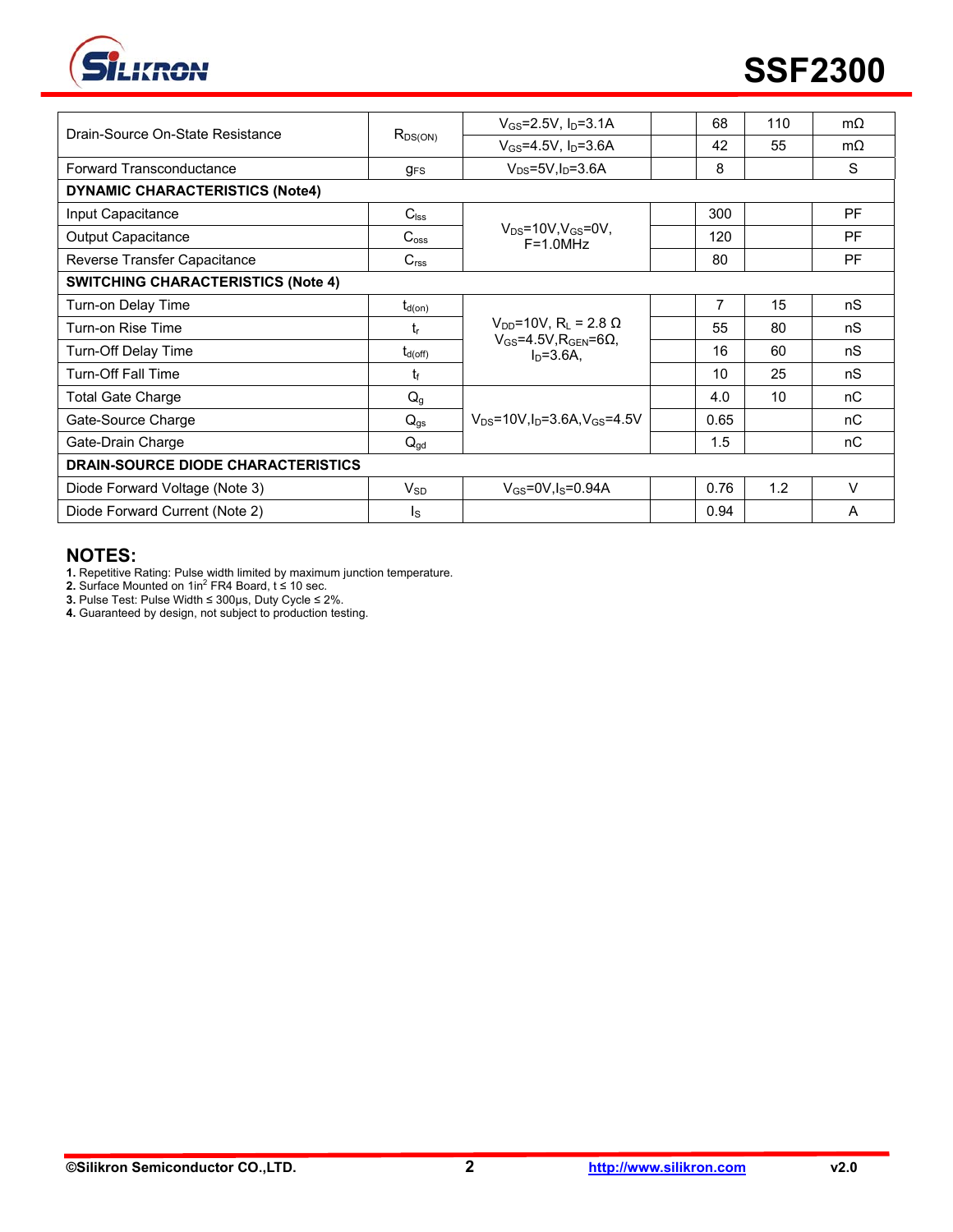| Drain-Source On-State Resistance | $R_{DS(ON)}$ | $V_{GS}$=2.5V, $I_D$=3.1A | | 68 | 110 | mΩ |
|---|---|---|---|---|---|---|
| | | $V_{GS}$=4.5V, $I_D$=3.6A | | 42 | 55 | mΩ |
| Forward Transconductance | $g_{FS}$ | $V_{DS}$=5V,$I_D$=3.6A | | 8 | | S |
| **DYNAMIC CHARACTERISTICS (Note4)** | | | | | | |
| Input Capacitance | $C_{iss}$ | $V_{DS}$=10V,$V_{GS}$=0V, F=1.0MHz | | 300 | | PF |
| Output Capacitance | $C_{oss}$ | | | 120 | | PF |
| Reverse Transfer Capacitance | $C_{rss}$ | | | 80 | | PF |
| **SWITCHING CHARACTERISTICS (Note 4)** | | | | | | |
| Turn-on Delay Time | $t_{d(on)}$ | $V_{DD}$=10V, $R_L$ = 2.8 Ω $V_{GS}$=4.5V,$R_{GEN}$=6Ω, $I_D$=3.6A, | | 7 | 15 | nS |
| Turn-on Rise Time | $t_r$ | | | 55 | 80 | nS |
| Turn-Off Delay Time | $t_{d(off)}$ | | | 16 | 60 | nS |
| Turn-Off Fall Time | $t_f$ | | | 10 | 25 | nS |
| Total Gate Charge | $Q_g$ | $V_{DS}$=10V,$I_D$=3.6A,$V_{GS}$=4.5V | | 4.0 | 10 | nC |
| Gate-Source Charge | $Q_{gs}$ | | | 0.65 | | nC |
| Gate-Drain Charge | $Q_{gd}$ | | | 1.5 | | nC |
| **DRAIN-SOURCE DIODE CHARACTERISTICS** | | | | | | |
| Diode Forward Voltage (Note 3) | $V_{SD}$ | $V_{GS}$=0V,$I_S$=0.94A | | 0.76 | 1.2 | V |
| Diode Forward Current (Note 2) | $I_S$ | | | 0.94 | | A |

## NOTES:

**1.** Repetitive Rating: Pulse width limited by maximum junction temperature.
**2.** Surface Mounted on 1in$^2$ FR4 Board, t ≤ 10 sec.
**3.** Pulse Test: Pulse Width ≤ 300μs, Duty Cycle ≤ 2%.
**4.** Guaranteed by design, not subject to production testing.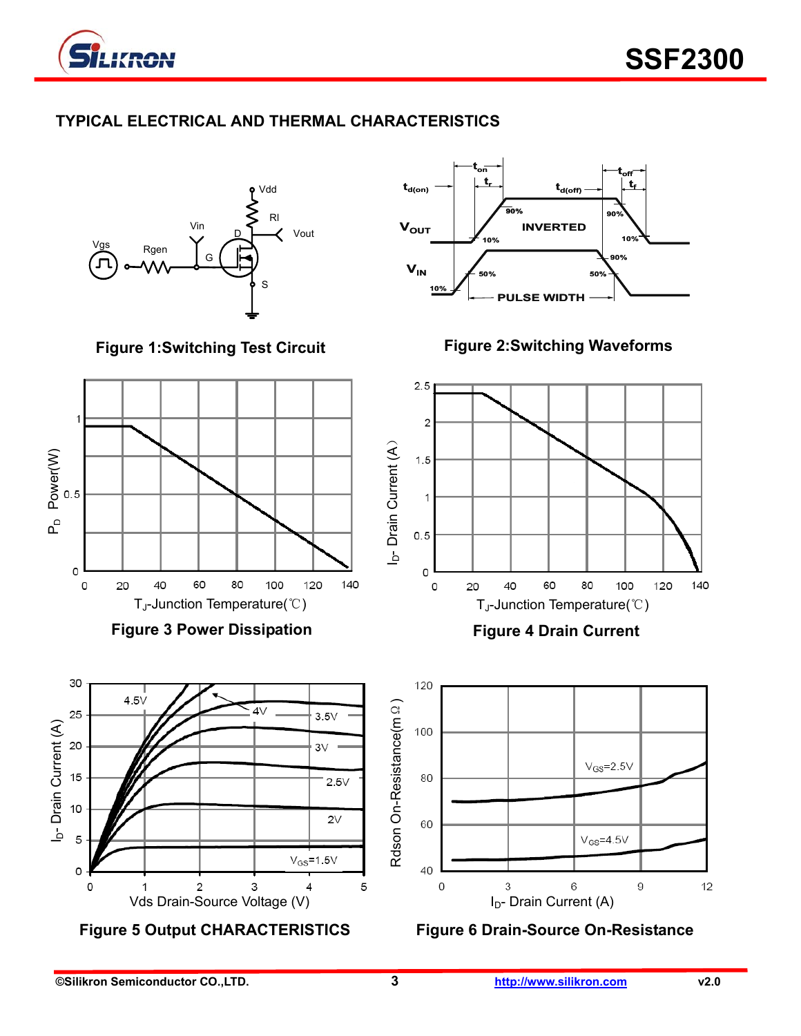## TYPICAL ELECTRICAL AND THERMAL CHARACTERISTICS

Figure 1:Switching Test Circuit

Figure 2:Switching Waveforms

Figure 3 Power Dissipation

Figure 4 Drain Current

Figure 5 Output CHARACTERISTICS

Figure 6 Drain-Source On-Resistance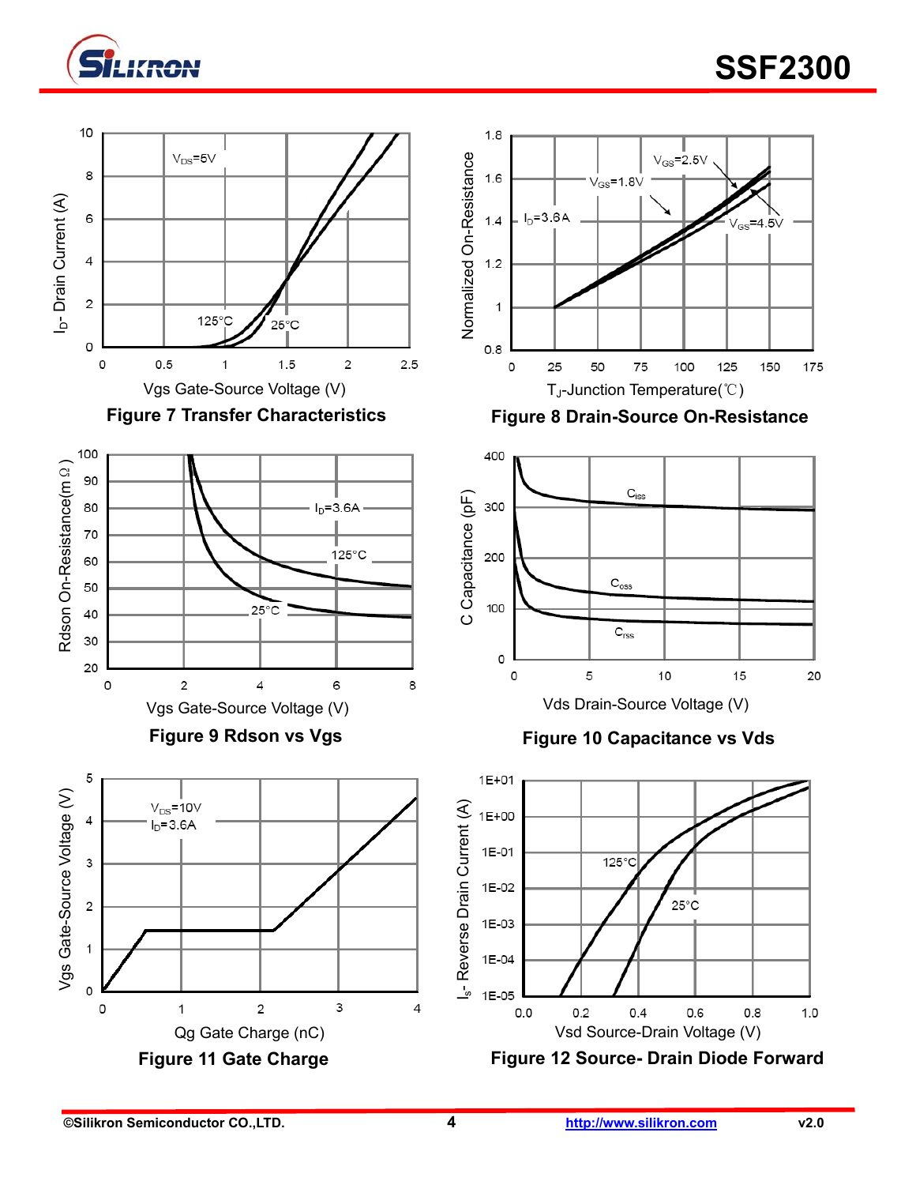**Figure 7 Transfer Characteristics**

**Figure 8 Drain-Source On-Resistance**

**Figure 9 Rdson vs Vgs**

**Figure 10 Capacitance vs Vds**

**Figure 11 Gate Charge**

**Figure 12 Source- Drain Diode Forward**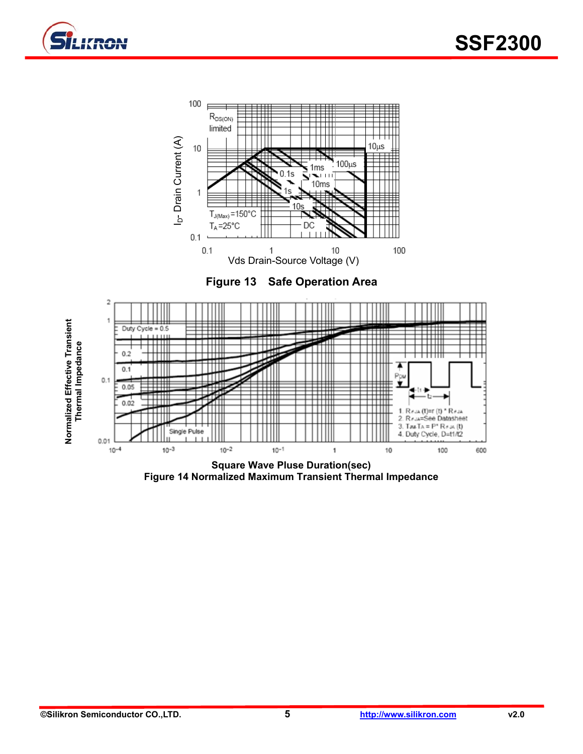**Figure 13 Safe Operation Area**

Square Wave Pluse Duration(sec)

**Figure 14 Normalized Maximum Transient Thermal Impedance**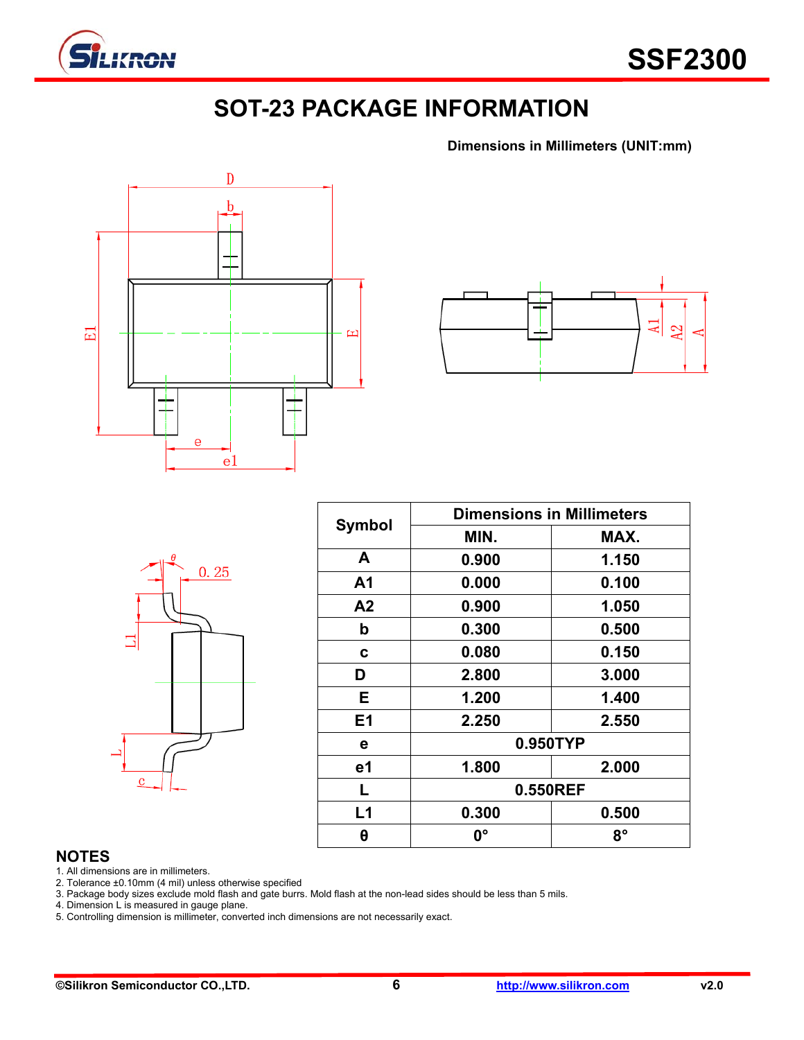# SOT-23 PACKAGE INFORMATION

**Dimensions in Millimeters (UNIT:mm)**

| Symbol | Dimensions in Millimeters | |
|---|---|---|
| | MIN. | MAX. |
| A | 0.900 | 1.150 |
| A1 | 0.000 | 0.100 |
| A2 | 0.900 | 1.050 |
| b | 0.300 | 0.500 |
| c | 0.080 | 0.150 |
| D | 2.800 | 3.000 |
| E | 1.200 | 1.400 |
| E1 | 2.250 | 2.550 |
| e | 0.950TYP | |
| e1 | 1.800 | 2.000 |
| L | 0.550REF | |
| L1 | 0.300 | 0.500 |
| θ | 0° | 8° |

## NOTES

1. All dimensions are in millimeters.
2. Tolerance ±0.10mm (4 mil) unless otherwise specified
3. Package body sizes exclude mold flash and gate burrs. Mold flash at the non-lead sides should be less than 5 mils.
4. Dimension L is measured in gauge plane.
5. Controlling dimension is millimeter, converted inch dimensions are not necessarily exact.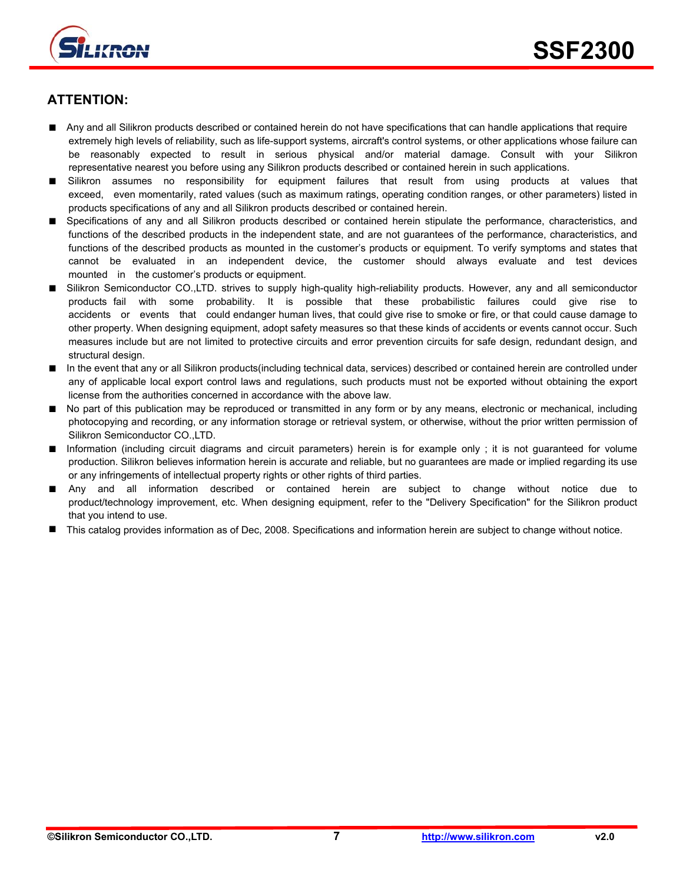## ATTENTION:

- Any and all Silikron products described or contained herein do not have specifications that can handle applications that require extremely high levels of reliability, such as life-support systems, aircraft's control systems, or other applications whose failure can be reasonably expected to result in serious physical and/or material damage. Consult with your Silikron representative nearest you before using any Silikron products described or contained herein in such applications.
- Silikron assumes no responsibility for equipment failures that result from using products at values that exceed, even momentarily, rated values (such as maximum ratings, operating condition ranges, or other parameters) listed in products specifications of any and all Silikron products described or contained herein.
- Specifications of any and all Silikron products described or contained herein stipulate the performance, characteristics, and functions of the described products in the independent state, and are not guarantees of the performance, characteristics, and functions of the described products as mounted in the customer's products or equipment. To verify symptoms and states that cannot be evaluated in an independent device, the customer should always evaluate and test devices mounted in the customer's products or equipment.
- Silikron Semiconductor CO.,LTD. strives to supply high-quality high-reliability products. However, any and all semiconductor products fail with some probability. It is possible that these probabilistic failures could give rise to accidents or events that could endanger human lives, that could give rise to smoke or fire, or that could cause damage to other property. When designing equipment, adopt safety measures so that these kinds of accidents or events cannot occur. Such measures include but are not limited to protective circuits and error prevention circuits for safe design, redundant design, and structural design.
- In the event that any or all Silikron products(including technical data, services) described or contained herein are controlled under any of applicable local export control laws and regulations, such products must not be exported without obtaining the export license from the authorities concerned in accordance with the above law.
- No part of this publication may be reproduced or transmitted in any form or by any means, electronic or mechanical, including photocopying and recording, or any information storage or retrieval system, or otherwise, without the prior written permission of Silikron Semiconductor CO.,LTD.
- Information (including circuit diagrams and circuit parameters) herein is for example only ; it is not guaranteed for volume production. Silikron believes information herein is accurate and reliable, but no guarantees are made or implied regarding its use or any infringements of intellectual property rights or other rights of third parties.
- Any and all information described or contained herein are subject to change without notice due to product/technology improvement, etc. When designing equipment, refer to the "Delivery Specification" for the Silikron product that you intend to use.
- This catalog provides information as of Dec, 2008. Specifications and information herein are subject to change without notice.